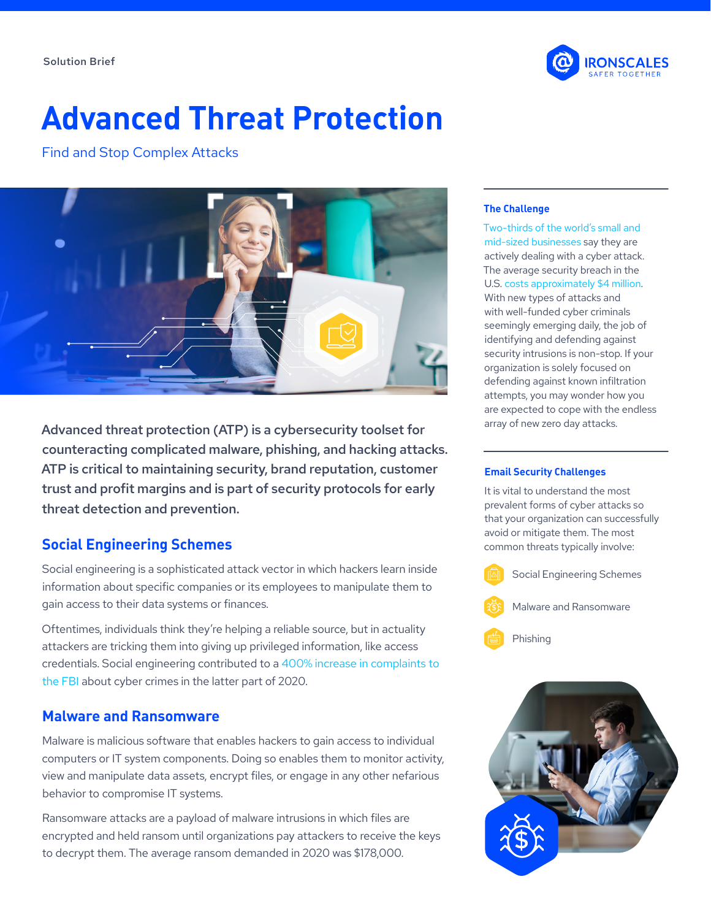Solution Brief

# Advanced Threat Protection

Find and Stop Complex Attacks

**Advanced threat protection (ATP) is a cybersecurity toolset for counteracting complicated malware, phishing, and hacking attacks. ATP is critical to maintaining security, brand reputation, customer trust and profit margins and is part of security protocols for early threat detection and prevention.**

## Social Engineering Schemes

Social engineering is a sophisticated attack vector in which hackers learn inside information about specific companies or its employees to manipulate them to gain access to their data systems or finances.

Oftentimes, individuals think they're helping a reliable source, but in actuality attackers are tricking them into giving up privileged information, like access credentials. Social engineering contributed to a 400% increase in complaints to the FBI about cyber crimes in the latter part of 2020.

## Malware and Ransomware

Malware is malicious software that enables hackers to gain access to individual computers or IT system components. Doing so enables them to monitor activity, view and manipulate data assets, encrypt files, or engage in any other nefarious behavior to compromise IT systems.

Ransomware attacks are a payload of malware intrusions in which files are encrypted and held ransom until organizations pay attackers to receive the keys to decrypt them. The average ransom demanded in 2020 was $178,000.

### The Challenge

Two-thirds of the world's small and mid-sized businesses say they are actively dealing with a cyber attack. The average security breach in the U.S. costs approximately $4 million. With new types of attacks and with well-funded cyber criminals seemingly emerging daily, the job of identifying and defending against security intrusions is non-stop. If your organization is solely focused on defending against known infiltration attempts, you may wonder how you are expected to cope with the endless array of new zero day attacks.

### Email Security Challenges

It is vital to understand the most prevalent forms of cyber attacks so that your organization can successfully avoid or mitigate them. The most common threats typically involve:

- Social Engineering Schemes
- Malware and Ransomware
- Phishing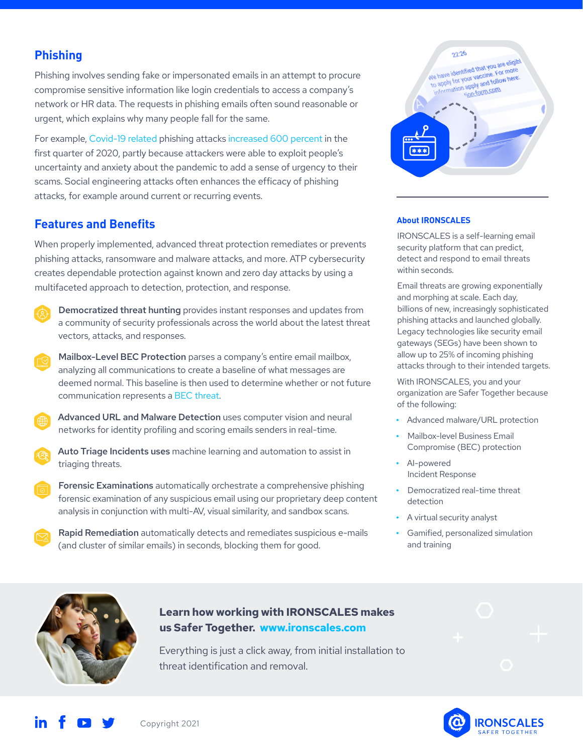## Phishing

Phishing involves sending fake or impersonated emails in an attempt to procure compromise sensitive information like login credentials to access a company's network or HR data. The requests in phishing emails often sound reasonable or urgent, which explains why many people fall for the same.

For example, Covid-19 related phishing attacks increased 600 percent in the first quarter of 2020, partly because attackers were able to exploit people's uncertainty and anxiety about the pandemic to add a sense of urgency to their scams. Social engineering attacks often enhances the efficacy of phishing attacks, for example around current or recurring events.

## Features and Benefits

When properly implemented, advanced threat protection remediates or prevents phishing attacks, ransomware and malware attacks, and more. ATP cybersecurity creates dependable protection against known and zero day attacks by using a multifaceted approach to detection, protection, and response.

- **Democratized threat hunting** provides instant responses and updates from a community of security professionals across the world about the latest threat vectors, attacks, and responses.
- **Mailbox-Level BEC Protection** parses a company's entire email mailbox, analyzing all communications to create a baseline of what messages are deemed normal. This baseline is then used to determine whether or not future communication represents a BEC threat.
- **Advanced URL and Malware Detection** uses computer vision and neural networks for identity profiling and scoring emails senders in real-time.
- **Auto Triage Incidents uses** machine learning and automation to assist in triaging threats.
- **Forensic Examinations** automatically orchestrate a comprehensive phishing forensic examination of any suspicious email using our proprietary deep content analysis in conjunction with multi-AV, visual similarity, and sandbox scans.
- **Rapid Remediation** automatically detects and remediates suspicious e-mails (and cluster of similar emails) in seconds, blocking them for good.

### About IRONSCALES

IRONSCALES is a self-learning email security platform that can predict, detect and respond to email threats within seconds.

Email threats are growing exponentially and morphing at scale. Each day, billions of new, increasingly sophisticated phishing attacks and launched globally. Legacy technologies like security email gateways (SEGs) have been shown to allow up to 25% of incoming phishing attacks through to their intended targets.

With IRONSCALES, you and your organization are Safer Together because of the following:

- Advanced malware/URL protection
- Mailbox-level Business Email Compromise (BEC) protection
- AI-powered Incident Response
- Democratized real-time threat detection
- A virtual security analyst
- Gamified, personalized simulation and training

**Learn how working with IRONSCALES makes us Safer Together. www.ironscales.com**

Everything is just a click away, from initial installation to threat identification and removal.

Copyright 2021

IRONSCALES SAFER TOGETHER